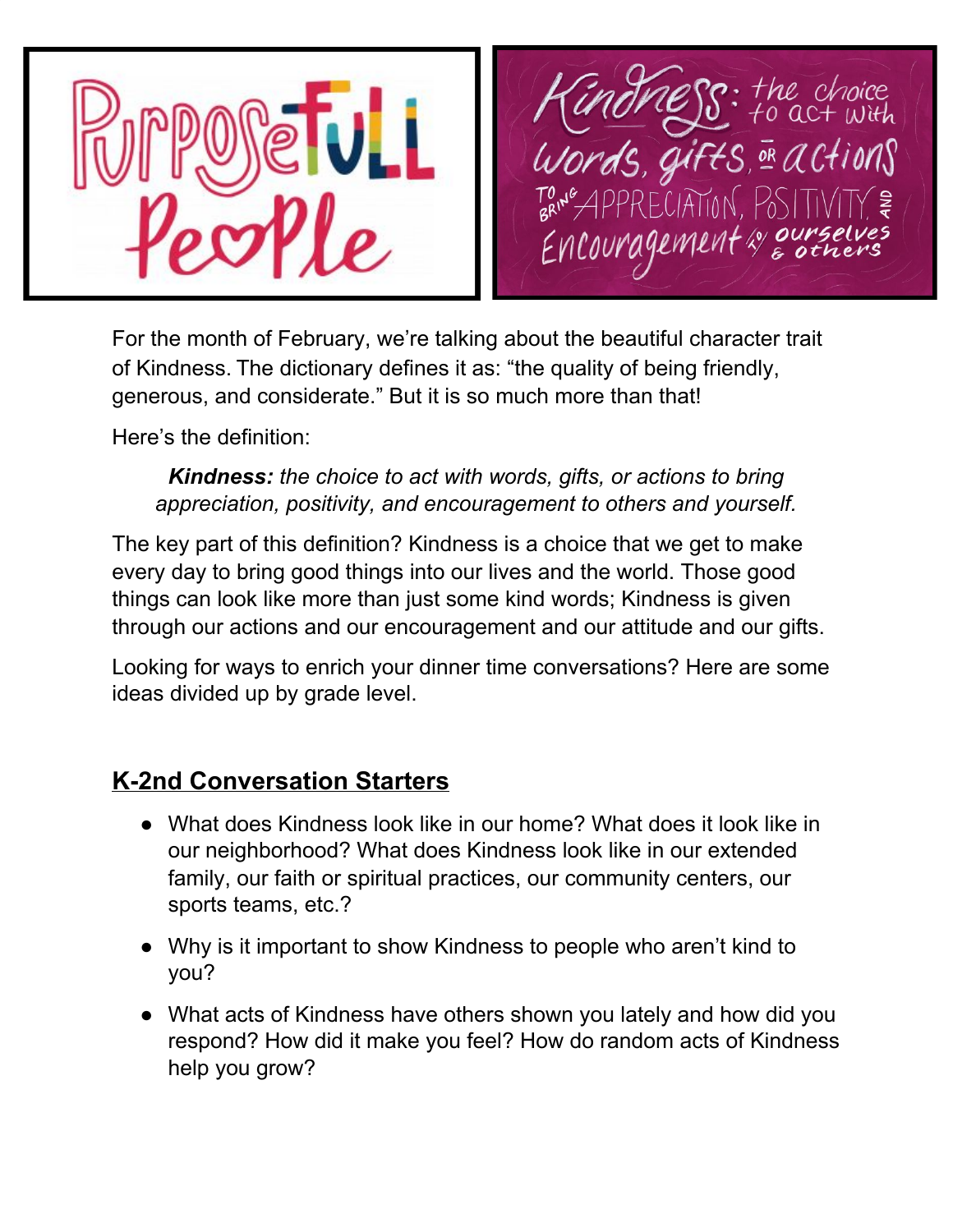For the month of February, we're talking about the beautiful character trait of Kindness. The dictionary defines it as: "the quality of being friendly, generous, and considerate." But it is so much more than that!

Here's the definition:

> ***Kindness:*** *the choice to act with words, gifts, or actions to bring appreciation, positivity, and encouragement to others and yourself.*

The key part of this definition? Kindness is a choice that we get to make every day to bring good things into our lives and the world. Those good things can look like more than just some kind words; Kindness is given through our actions and our encouragement and our attitude and our gifts.

Looking for ways to enrich your dinner time conversations? Here are some ideas divided up by grade level.

## K-2nd Conversation Starters

- What does Kindness look like in our home? What does it look like in our neighborhood? What does Kindness look like in our extended family, our faith or spiritual practices, our community centers, our sports teams, etc.?
- Why is it important to show Kindness to people who aren't kind to you?
- What acts of Kindness have others shown you lately and how did you respond? How did it make you feel? How do random acts of Kindness help you grow?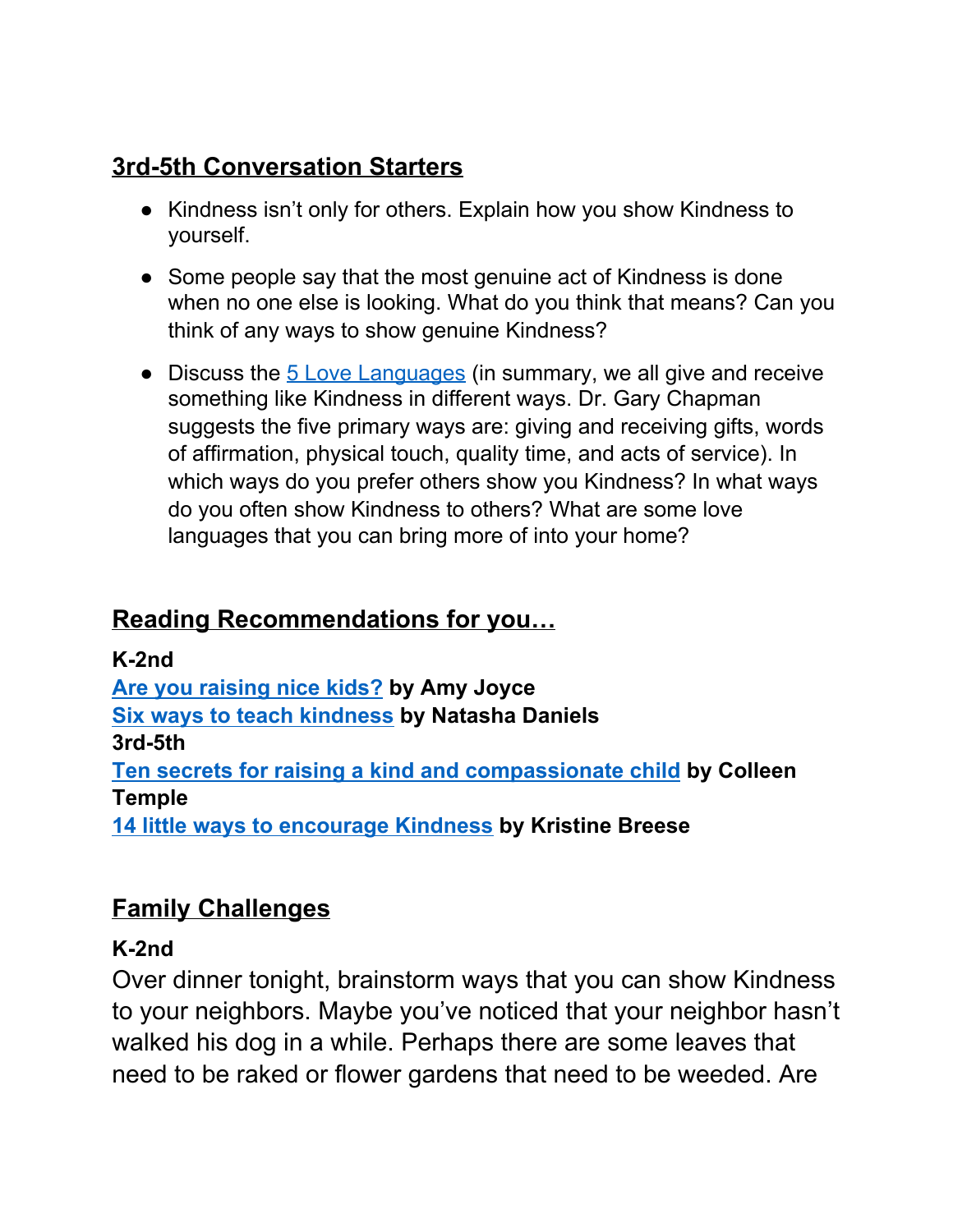## 3rd-5th Conversation Starters

- Kindness isn't only for others. Explain how you show Kindness to yourself.
- Some people say that the most genuine act of Kindness is done when no one else is looking. What do you think that means? Can you think of any ways to show genuine Kindness?
- Discuss the 5 Love Languages (in summary, we all give and receive something like Kindness in different ways. Dr. Gary Chapman suggests the five primary ways are: giving and receiving gifts, words of affirmation, physical touch, quality time, and acts of service). In which ways do you prefer others show you Kindness? In what ways do you often show Kindness to others? What are some love languages that you can bring more of into your home?

## Reading Recommendations for you…

**K-2nd**

**Are you raising nice kids? by Amy Joyce**

**Six ways to teach kindness by Natasha Daniels**

**3rd-5th**

**Ten secrets for raising a kind and compassionate child by Colleen Temple**

**14 little ways to encourage Kindness by Kristine Breese**

## Family Challenges

**K-2nd**

Over dinner tonight, brainstorm ways that you can show Kindness to your neighbors. Maybe you've noticed that your neighbor hasn't walked his dog in a while. Perhaps there are some leaves that need to be raked or flower gardens that need to be weeded. Are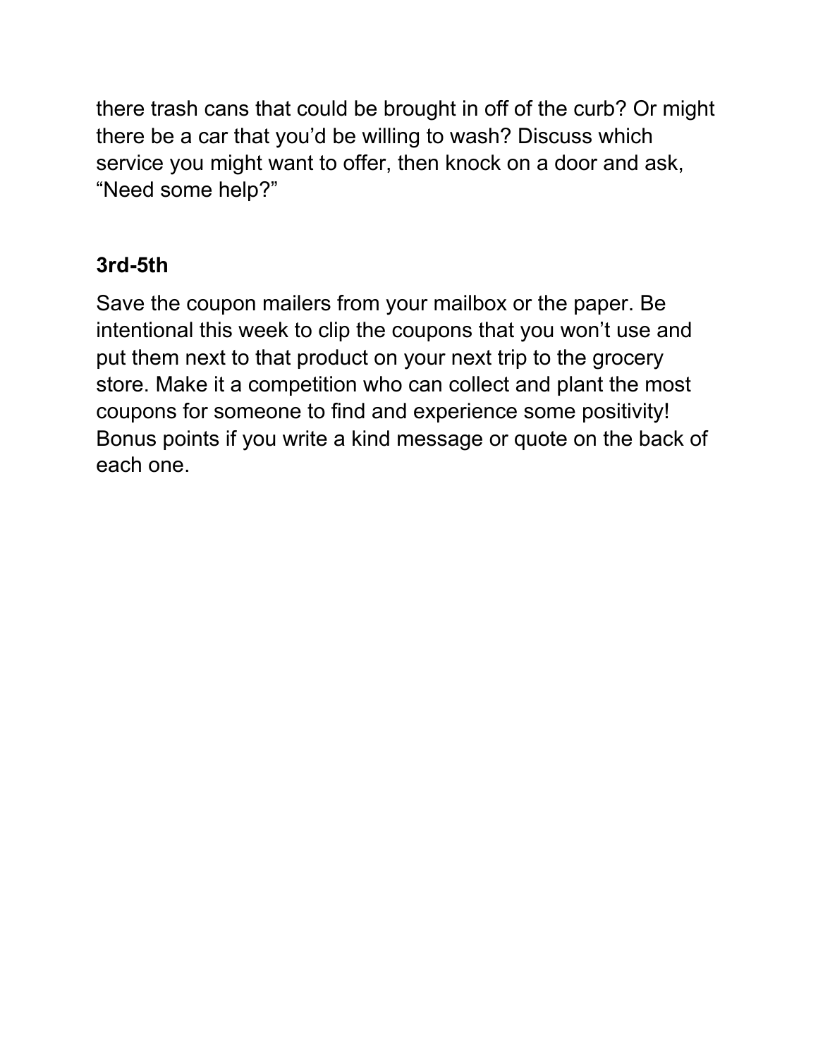there trash cans that could be brought in off of the curb? Or might there be a car that you'd be willing to wash? Discuss which service you might want to offer, then knock on a door and ask, "Need some help?"

**3rd-5th**

Save the coupon mailers from your mailbox or the paper. Be intentional this week to clip the coupons that you won't use and put them next to that product on your next trip to the grocery store. Make it a competition who can collect and plant the most coupons for someone to find and experience some positivity! Bonus points if you write a kind message or quote on the back of each one.